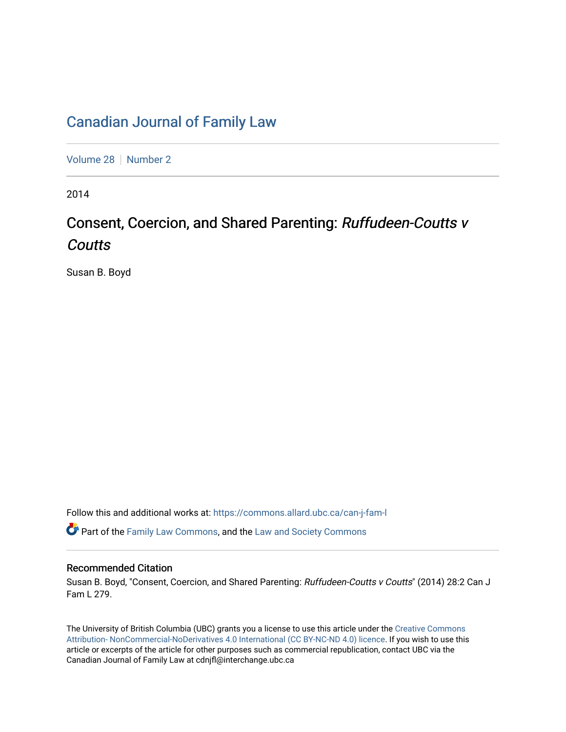# Canadian Journal of Family Law

Volume 28 | Number 2

2014

## Consent, Coercion, and Shared Parenting: *Ruffudeen-Coutts v Coutts*

Susan B. Boyd

Follow this and additional works at: https://commons.allard.ubc.ca/can-j-fam-l

Part of the Family Law Commons, and the Law and Society Commons

### Recommended Citation

Susan B. Boyd, "Consent, Coercion, and Shared Parenting: *Ruffudeen-Coutts v Coutts*" (2014) 28:2 Can J Fam L 279.

The University of British Columbia (UBC) grants you a license to use this article under the Creative Commons Attribution- NonCommercial-NoDerivatives 4.0 International (CC BY-NC-ND 4.0) licence. If you wish to use this article or excerpts of the article for other purposes such as commercial republication, contact UBC via the Canadian Journal of Family Law at cdnjfl@interchange.ubc.ca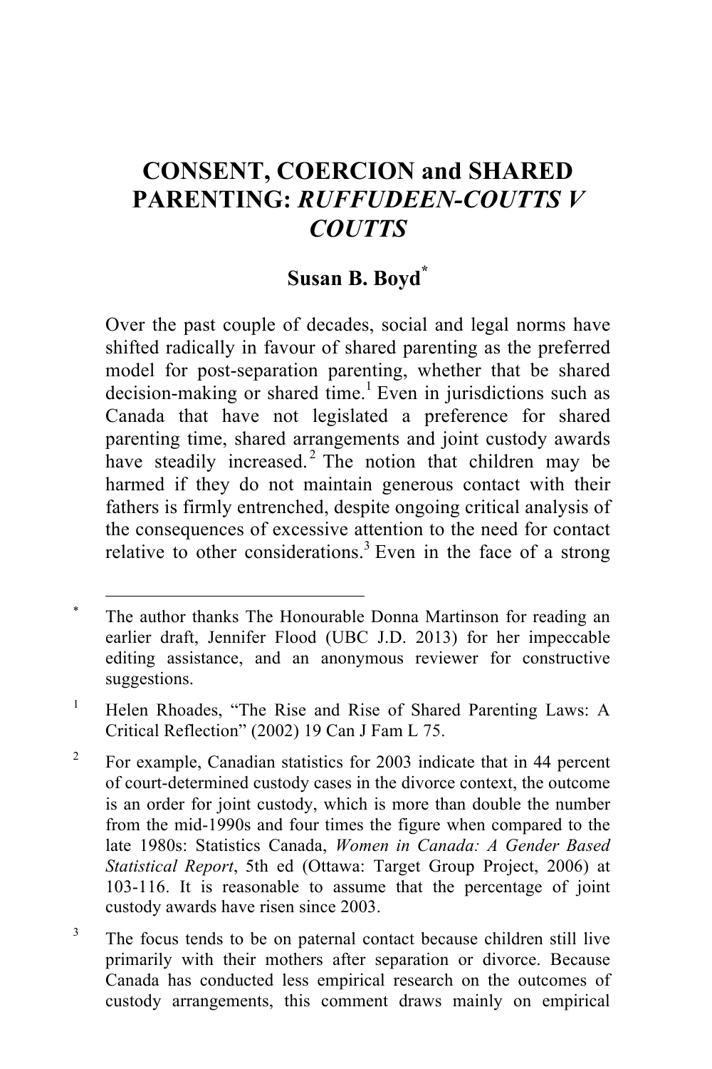# CONSENT, COERCION and SHARED PARENTING: *RUFFUDEEN-COUTTS V COUTTS*

## Susan B. Boyd*

Over the past couple of decades, social and legal norms have shifted radically in favour of shared parenting as the preferred model for post-separation parenting, whether that be shared decision-making or shared time.[1] Even in jurisdictions such as Canada that have not legislated a preference for shared parenting time, shared arrangements and joint custody awards have steadily increased.[2] The notion that children may be harmed if they do not maintain generous contact with their fathers is firmly entrenched, despite ongoing critical analysis of the consequences of excessive attention to the need for contact relative to other considerations.[3] Even in the face of a strong

---

\* The author thanks The Honourable Donna Martinson for reading an earlier draft, Jennifer Flood (UBC J.D. 2013) for her impeccable editing assistance, and an anonymous reviewer for constructive suggestions.

[1] Helen Rhoades, "The Rise and Rise of Shared Parenting Laws: A Critical Reflection" (2002) 19 Can J Fam L 75.

[2] For example, Canadian statistics for 2003 indicate that in 44 percent of court-determined custody cases in the divorce context, the outcome is an order for joint custody, which is more than double the number from the mid-1990s and four times the figure when compared to the late 1980s: Statistics Canada, *Women in Canada: A Gender Based Statistical Report*, 5th ed (Ottawa: Target Group Project, 2006) at 103-116. It is reasonable to assume that the percentage of joint custody awards have risen since 2003.

[3] The focus tends to be on paternal contact because children still live primarily with their mothers after separation or divorce. Because Canada has conducted less empirical research on the outcomes of custody arrangements, this comment draws mainly on empirical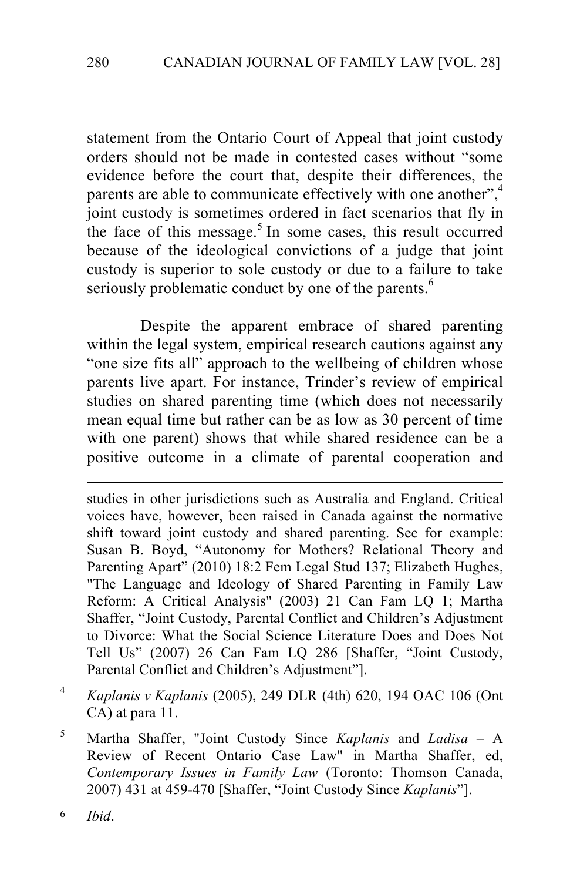statement from the Ontario Court of Appeal that joint custody orders should not be made in contested cases without "some evidence before the court that, despite their differences, the parents are able to communicate effectively with one another",[4] joint custody is sometimes ordered in fact scenarios that fly in the face of this message.[5] In some cases, this result occurred because of the ideological convictions of a judge that joint custody is superior to sole custody or due to a failure to take seriously problematic conduct by one of the parents.[6]

Despite the apparent embrace of shared parenting within the legal system, empirical research cautions against any "one size fits all" approach to the wellbeing of children whose parents live apart. For instance, Trinder's review of empirical studies on shared parenting time (which does not necessarily mean equal time but rather can be as low as 30 percent of time with one parent) shows that while shared residence can be a positive outcome in a climate of parental cooperation and

---

studies in other jurisdictions such as Australia and England. Critical voices have, however, been raised in Canada against the normative shift toward joint custody and shared parenting. See for example: Susan B. Boyd, "Autonomy for Mothers? Relational Theory and Parenting Apart" (2010) 18:2 Fem Legal Stud 137; Elizabeth Hughes, "The Language and Ideology of Shared Parenting in Family Law Reform: A Critical Analysis" (2003) 21 Can Fam LQ 1; Martha Shaffer, "Joint Custody, Parental Conflict and Children's Adjustment to Divorce: What the Social Science Literature Does and Does Not Tell Us" (2007) 26 Can Fam LQ 286 [Shaffer, "Joint Custody, Parental Conflict and Children's Adjustment"].

[4] *Kaplanis v Kaplanis* (2005), 249 DLR (4th) 620, 194 OAC 106 (Ont CA) at para 11.

[5] Martha Shaffer, "Joint Custody Since *Kaplanis* and *Ladisa* – A Review of Recent Ontario Case Law" in Martha Shaffer, ed, *Contemporary Issues in Family Law* (Toronto: Thomson Canada, 2007) 431 at 459-470 [Shaffer, "Joint Custody Since *Kaplanis*"].

[6] *Ibid*.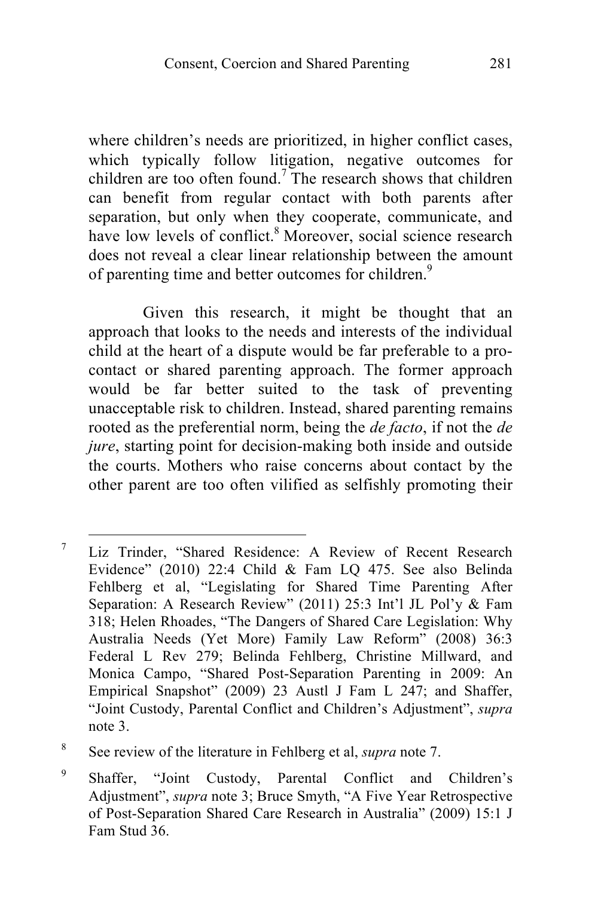where children's needs are prioritized, in higher conflict cases, which typically follow litigation, negative outcomes for children are too often found.[7] The research shows that children can benefit from regular contact with both parents after separation, but only when they cooperate, communicate, and have low levels of conflict.[8] Moreover, social science research does not reveal a clear linear relationship between the amount of parenting time and better outcomes for children.[9]

Given this research, it might be thought that an approach that looks to the needs and interests of the individual child at the heart of a dispute would be far preferable to a pro-contact or shared parenting approach. The former approach would be far better suited to the task of preventing unacceptable risk to children. Instead, shared parenting remains rooted as the preferential norm, being the *de facto*, if not the *de jure*, starting point for decision-making both inside and outside the courts. Mothers who raise concerns about contact by the other parent are too often vilified as selfishly promoting their

---

[7] Liz Trinder, "Shared Residence: A Review of Recent Research Evidence" (2010) 22:4 Child & Fam LQ 475. See also Belinda Fehlberg et al, "Legislating for Shared Time Parenting After Separation: A Research Review" (2011) 25:3 Int'l JL Pol'y & Fam 318; Helen Rhoades, "The Dangers of Shared Care Legislation: Why Australia Needs (Yet More) Family Law Reform" (2008) 36:3 Federal L Rev 279; Belinda Fehlberg, Christine Millward, and Monica Campo, "Shared Post-Separation Parenting in 2009: An Empirical Snapshot" (2009) 23 Austl J Fam L 247; and Shaffer, "Joint Custody, Parental Conflict and Children's Adjustment", *supra* note 3.

[8] See review of the literature in Fehlberg et al, *supra* note 7.

[9] Shaffer, "Joint Custody, Parental Conflict and Children's Adjustment", *supra* note 3; Bruce Smyth, "A Five Year Retrospective of Post-Separation Shared Care Research in Australia" (2009) 15:1 J Fam Stud 36.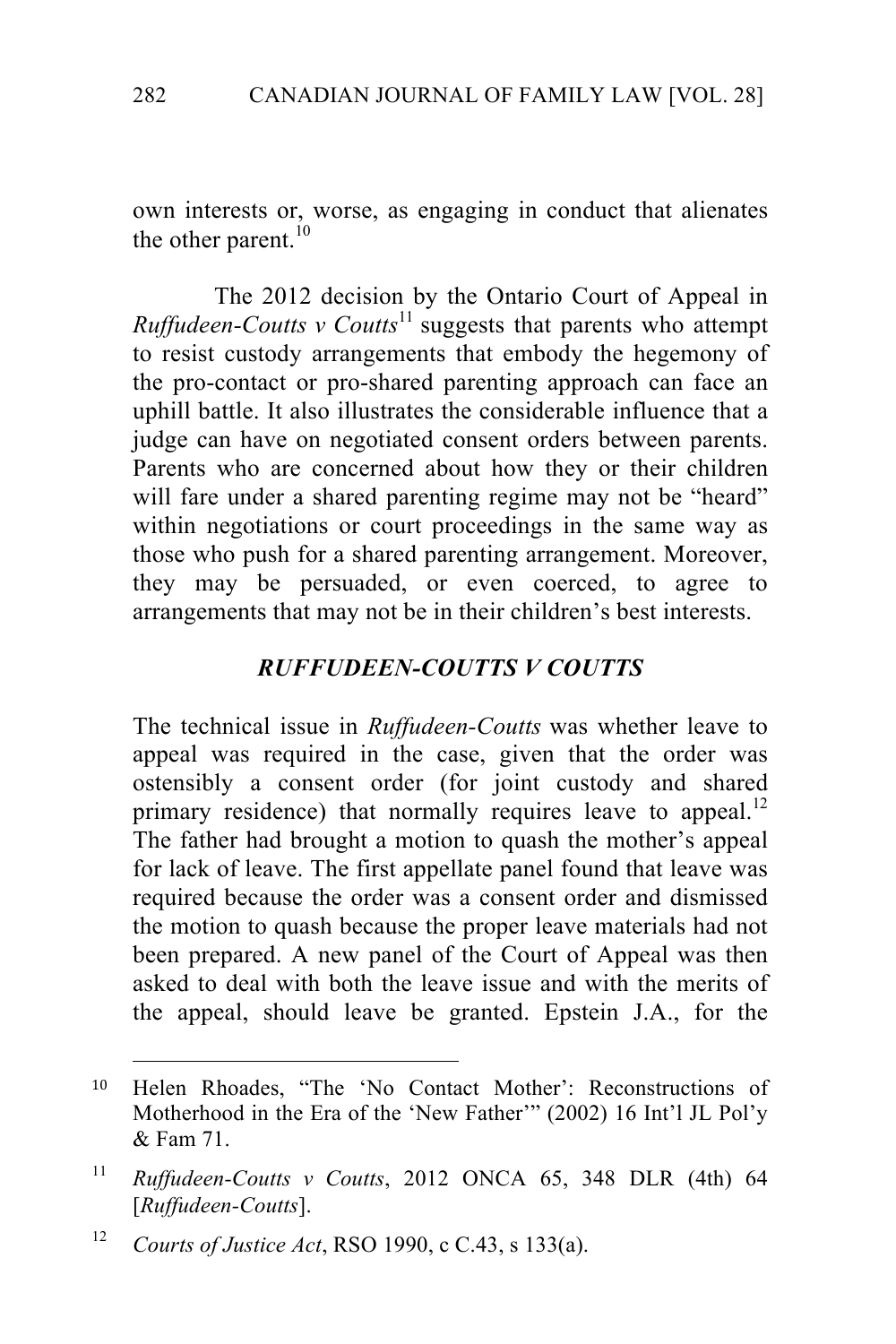own interests or, worse, as engaging in conduct that alienates the other parent.[10]

The 2012 decision by the Ontario Court of Appeal in *Ruffudeen-Coutts v Coutts*[11] suggests that parents who attempt to resist custody arrangements that embody the hegemony of the pro-contact or pro-shared parenting approach can face an uphill battle. It also illustrates the considerable influence that a judge can have on negotiated consent orders between parents. Parents who are concerned about how they or their children will fare under a shared parenting regime may not be "heard" within negotiations or court proceedings in the same way as those who push for a shared parenting arrangement. Moreover, they may be persuaded, or even coerced, to agree to arrangements that may not be in their children's best interests.

## *RUFFUDEEN-COUTTS V COUTTS*

The technical issue in *Ruffudeen-Coutts* was whether leave to appeal was required in the case, given that the order was ostensibly a consent order (for joint custody and shared primary residence) that normally requires leave to appeal.[12] The father had brought a motion to quash the mother's appeal for lack of leave. The first appellate panel found that leave was required because the order was a consent order and dismissed the motion to quash because the proper leave materials had not been prepared. A new panel of the Court of Appeal was then asked to deal with both the leave issue and with the merits of the appeal, should leave be granted. Epstein J.A., for the

---

[10] Helen Rhoades, "The 'No Contact Mother': Reconstructions of Motherhood in the Era of the 'New Father'" (2002) 16 Int'l JL Pol'y & Fam 71.

[11] *Ruffudeen-Coutts v Coutts*, 2012 ONCA 65, 348 DLR (4th) 64 [*Ruffudeen-Coutts*].

[12] *Courts of Justice Act*, RSO 1990, c C.43, s 133(a).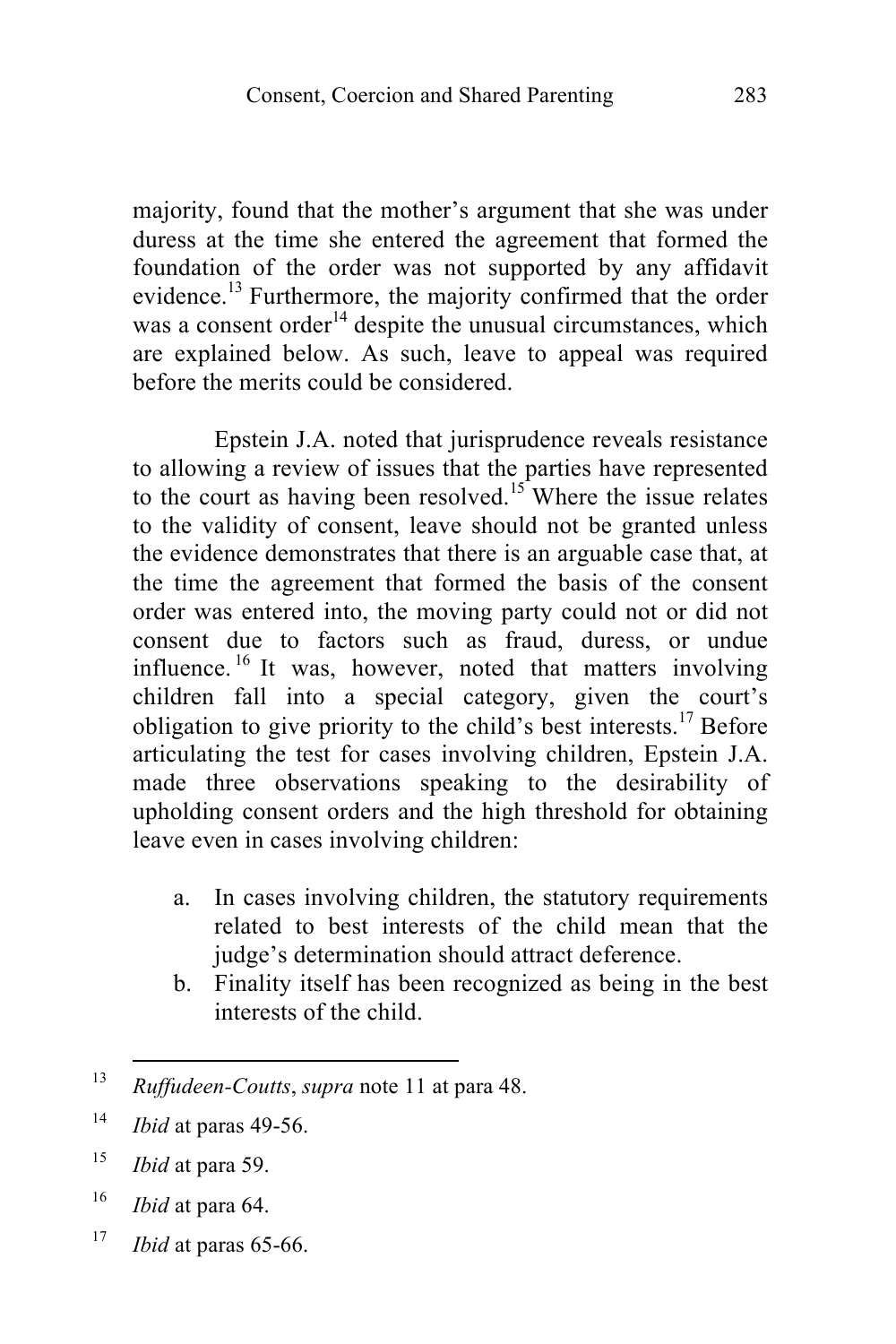majority, found that the mother's argument that she was under duress at the time she entered the agreement that formed the foundation of the order was not supported by any affidavit evidence.[13] Furthermore, the majority confirmed that the order was a consent order[14] despite the unusual circumstances, which are explained below. As such, leave to appeal was required before the merits could be considered.

Epstein J.A. noted that jurisprudence reveals resistance to allowing a review of issues that the parties have represented to the court as having been resolved.[15] Where the issue relates to the validity of consent, leave should not be granted unless the evidence demonstrates that there is an arguable case that, at the time the agreement that formed the basis of the consent order was entered into, the moving party could not or did not consent due to factors such as fraud, duress, or undue influence.[16] It was, however, noted that matters involving children fall into a special category, given the court's obligation to give priority to the child's best interests.[17] Before articulating the test for cases involving children, Epstein J.A. made three observations speaking to the desirability of upholding consent orders and the high threshold for obtaining leave even in cases involving children:

a. In cases involving children, the statutory requirements related to best interests of the child mean that the judge's determination should attract deference.
b. Finality itself has been recognized as being in the best interests of the child.

---

[13] *Ruffudeen-Coutts*, *supra* note 11 at para 48.

[14] *Ibid* at paras 49-56.

[15] *Ibid* at para 59.

[16] *Ibid* at para 64.

[17] *Ibid* at paras 65-66.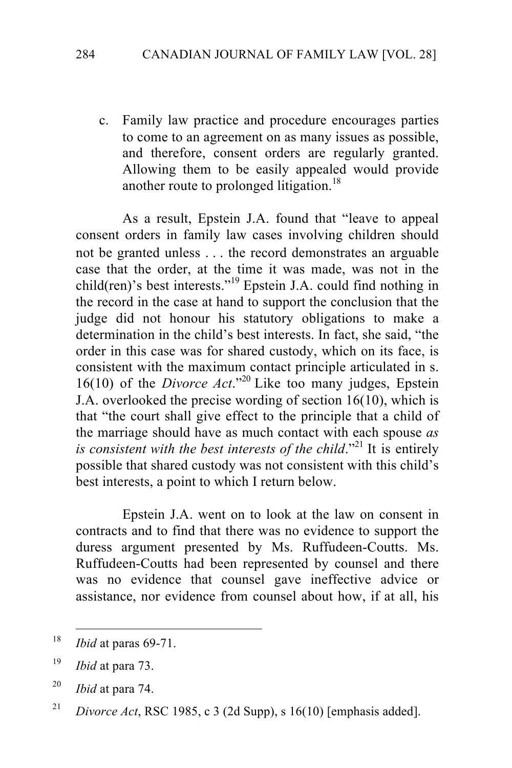c. Family law practice and procedure encourages parties to come to an agreement on as many issues as possible, and therefore, consent orders are regularly granted. Allowing them to be easily appealed would provide another route to prolonged litigation.[18]

As a result, Epstein J.A. found that "leave to appeal consent orders in family law cases involving children should not be granted unless . . . the record demonstrates an arguable case that the order, at the time it was made, was not in the child(ren)'s best interests."[19] Epstein J.A. could find nothing in the record in the case at hand to support the conclusion that the judge did not honour his statutory obligations to make a determination in the child's best interests. In fact, she said, "the order in this case was for shared custody, which on its face, is consistent with the maximum contact principle articulated in s. 16(10) of the *Divorce Act*."[20] Like too many judges, Epstein J.A. overlooked the precise wording of section 16(10), which is that "the court shall give effect to the principle that a child of the marriage should have as much contact with each spouse *as is consistent with the best interests of the child*."[21] It is entirely possible that shared custody was not consistent with this child's best interests, a point to which I return below.

Epstein J.A. went on to look at the law on consent in contracts and to find that there was no evidence to support the duress argument presented by Ms. Ruffudeen-Coutts. Ms. Ruffudeen-Coutts had been represented by counsel and there was no evidence that counsel gave ineffective advice or assistance, nor evidence from counsel about how, if at all, his

---

[18] *Ibid* at paras 69-71.

[19] *Ibid* at para 73.

[20] *Ibid* at para 74.

[21] *Divorce Act*, RSC 1985, c 3 (2d Supp), s 16(10) [emphasis added].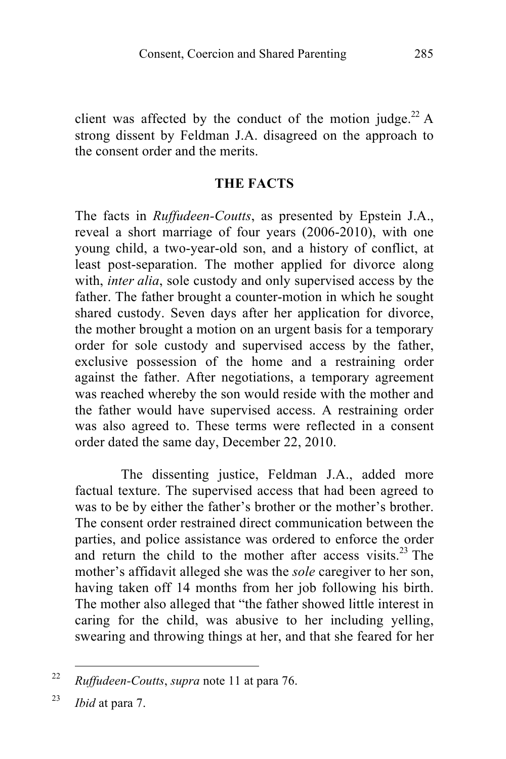client was affected by the conduct of the motion judge.[22] A strong dissent by Feldman J.A. disagreed on the approach to the consent order and the merits.

## THE FACTS

The facts in *Ruffudeen-Coutts*, as presented by Epstein J.A., reveal a short marriage of four years (2006-2010), with one young child, a two-year-old son, and a history of conflict, at least post-separation. The mother applied for divorce along with, *inter alia*, sole custody and only supervised access by the father. The father brought a counter-motion in which he sought shared custody. Seven days after her application for divorce, the mother brought a motion on an urgent basis for a temporary order for sole custody and supervised access by the father, exclusive possession of the home and a restraining order against the father. After negotiations, a temporary agreement was reached whereby the son would reside with the mother and the father would have supervised access. A restraining order was also agreed to. These terms were reflected in a consent order dated the same day, December 22, 2010.

The dissenting justice, Feldman J.A., added more factual texture. The supervised access that had been agreed to was to be by either the father's brother or the mother's brother. The consent order restrained direct communication between the parties, and police assistance was ordered to enforce the order and return the child to the mother after access visits.[23] The mother's affidavit alleged she was the *sole* caregiver to her son, having taken off 14 months from her job following his birth. The mother also alleged that "the father showed little interest in caring for the child, was abusive to her including yelling, swearing and throwing things at her, and that she feared for her

---

[22] *Ruffudeen-Coutts*, *supra* note 11 at para 76.

[23] *Ibid* at para 7.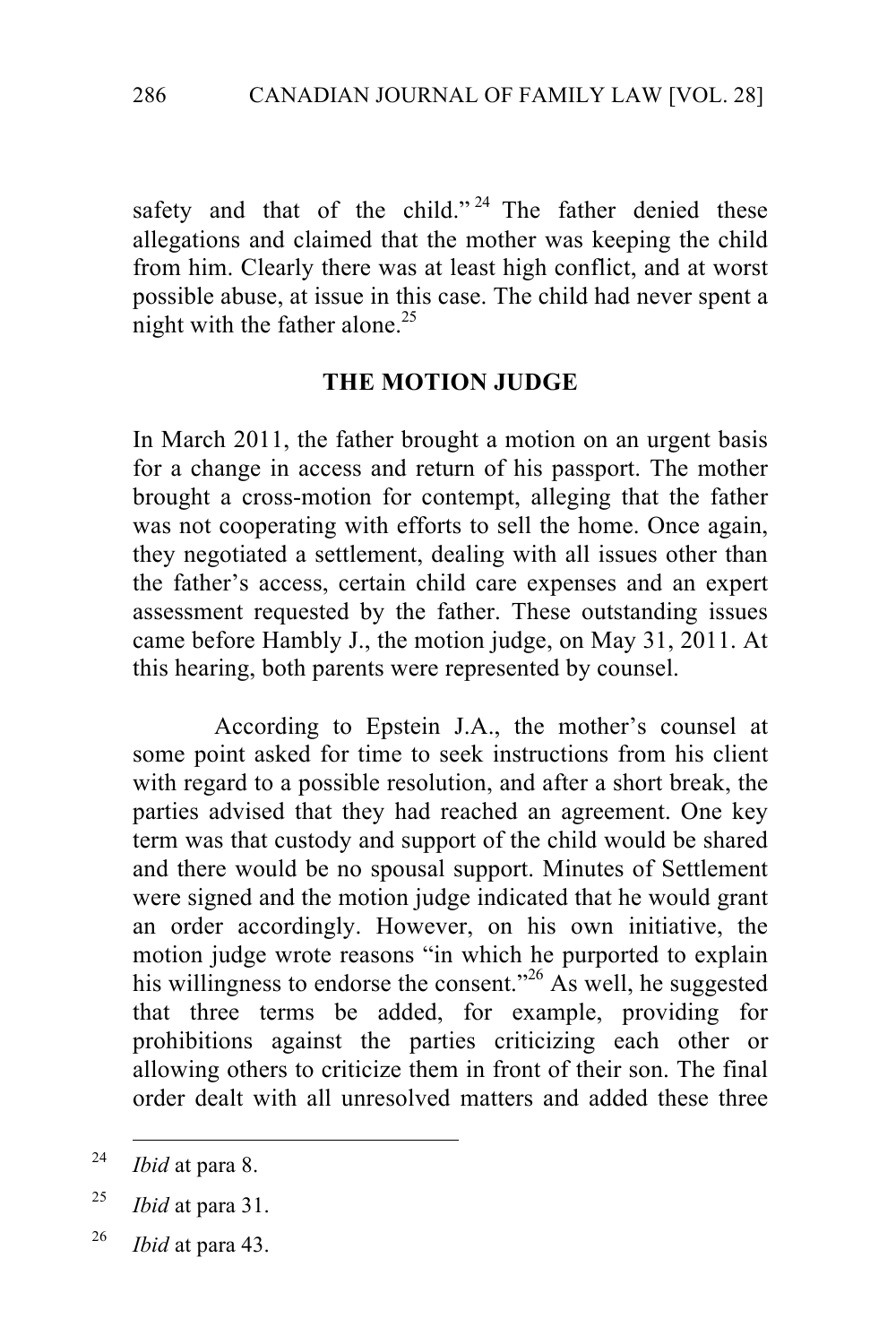safety and that of the child."[24] The father denied these allegations and claimed that the mother was keeping the child from him. Clearly there was at least high conflict, and at worst possible abuse, at issue in this case. The child had never spent a night with the father alone.[25]

## THE MOTION JUDGE

In March 2011, the father brought a motion on an urgent basis for a change in access and return of his passport. The mother brought a cross-motion for contempt, alleging that the father was not cooperating with efforts to sell the home. Once again, they negotiated a settlement, dealing with all issues other than the father's access, certain child care expenses and an expert assessment requested by the father. These outstanding issues came before Hambly J., the motion judge, on May 31, 2011. At this hearing, both parents were represented by counsel.

According to Epstein J.A., the mother's counsel at some point asked for time to seek instructions from his client with regard to a possible resolution, and after a short break, the parties advised that they had reached an agreement. One key term was that custody and support of the child would be shared and there would be no spousal support. Minutes of Settlement were signed and the motion judge indicated that he would grant an order accordingly. However, on his own initiative, the motion judge wrote reasons "in which he purported to explain his willingness to endorse the consent."[26] As well, he suggested that three terms be added, for example, providing for prohibitions against the parties criticizing each other or allowing others to criticize them in front of their son. The final order dealt with all unresolved matters and added these three

---

[24] *Ibid* at para 8.

[25] *Ibid* at para 31.

[26] *Ibid* at para 43.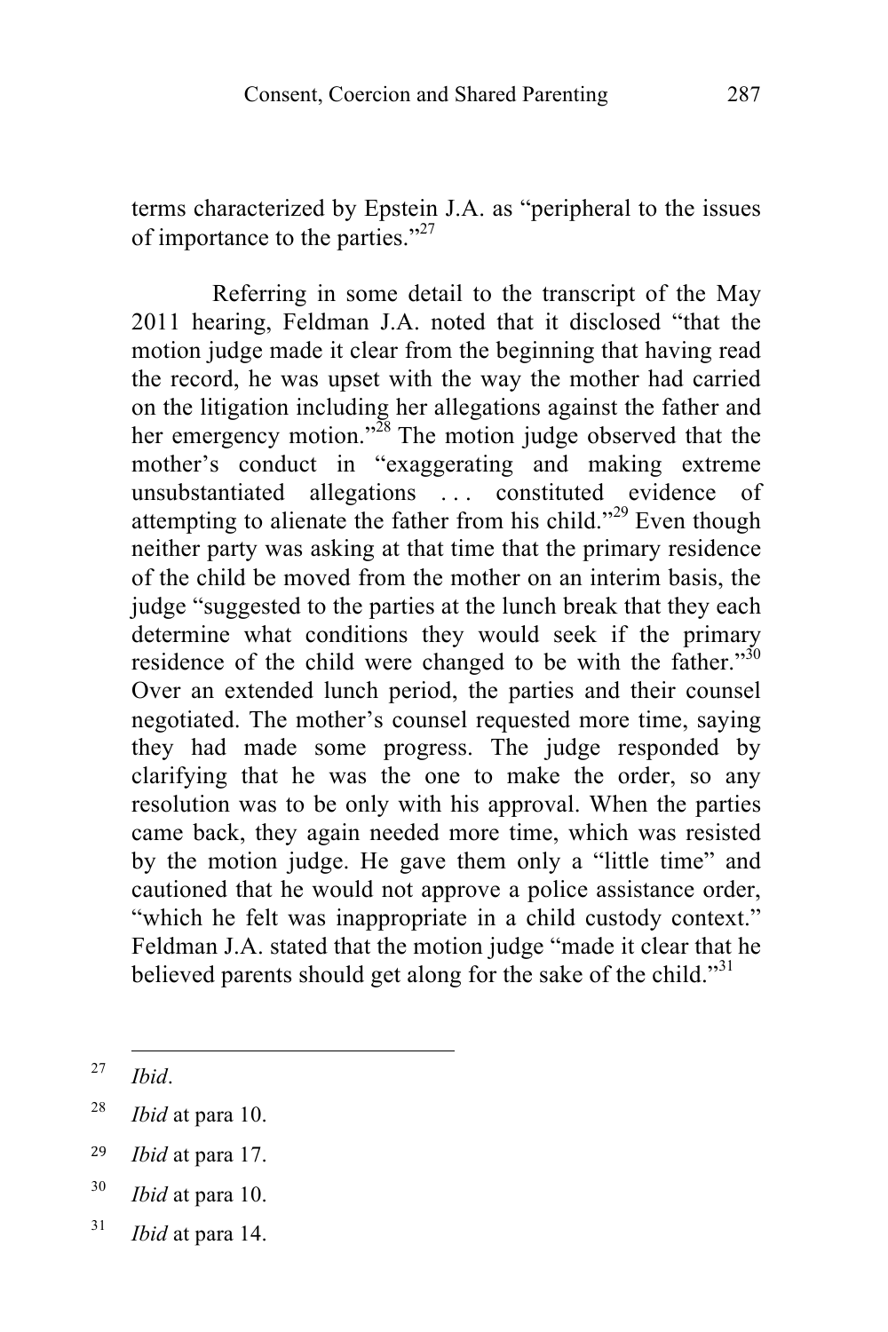terms characterized by Epstein J.A. as "peripheral to the issues of importance to the parties."[27]

Referring in some detail to the transcript of the May 2011 hearing, Feldman J.A. noted that it disclosed "that the motion judge made it clear from the beginning that having read the record, he was upset with the way the mother had carried on the litigation including her allegations against the father and her emergency motion."[28] The motion judge observed that the mother's conduct in "exaggerating and making extreme unsubstantiated allegations . . . constituted evidence of attempting to alienate the father from his child."[29] Even though neither party was asking at that time that the primary residence of the child be moved from the mother on an interim basis, the judge "suggested to the parties at the lunch break that they each determine what conditions they would seek if the primary residence of the child were changed to be with the father."[30] Over an extended lunch period, the parties and their counsel negotiated. The mother's counsel requested more time, saying they had made some progress. The judge responded by clarifying that he was the one to make the order, so any resolution was to be only with his approval. When the parties came back, they again needed more time, which was resisted by the motion judge. He gave them only a "little time" and cautioned that he would not approve a police assistance order, "which he felt was inappropriate in a child custody context." Feldman J.A. stated that the motion judge "made it clear that he believed parents should get along for the sake of the child."[31]

---

[27] *Ibid*.

[28] *Ibid* at para 10.

[29] *Ibid* at para 17.

[30] *Ibid* at para 10.

[31] *Ibid* at para 14.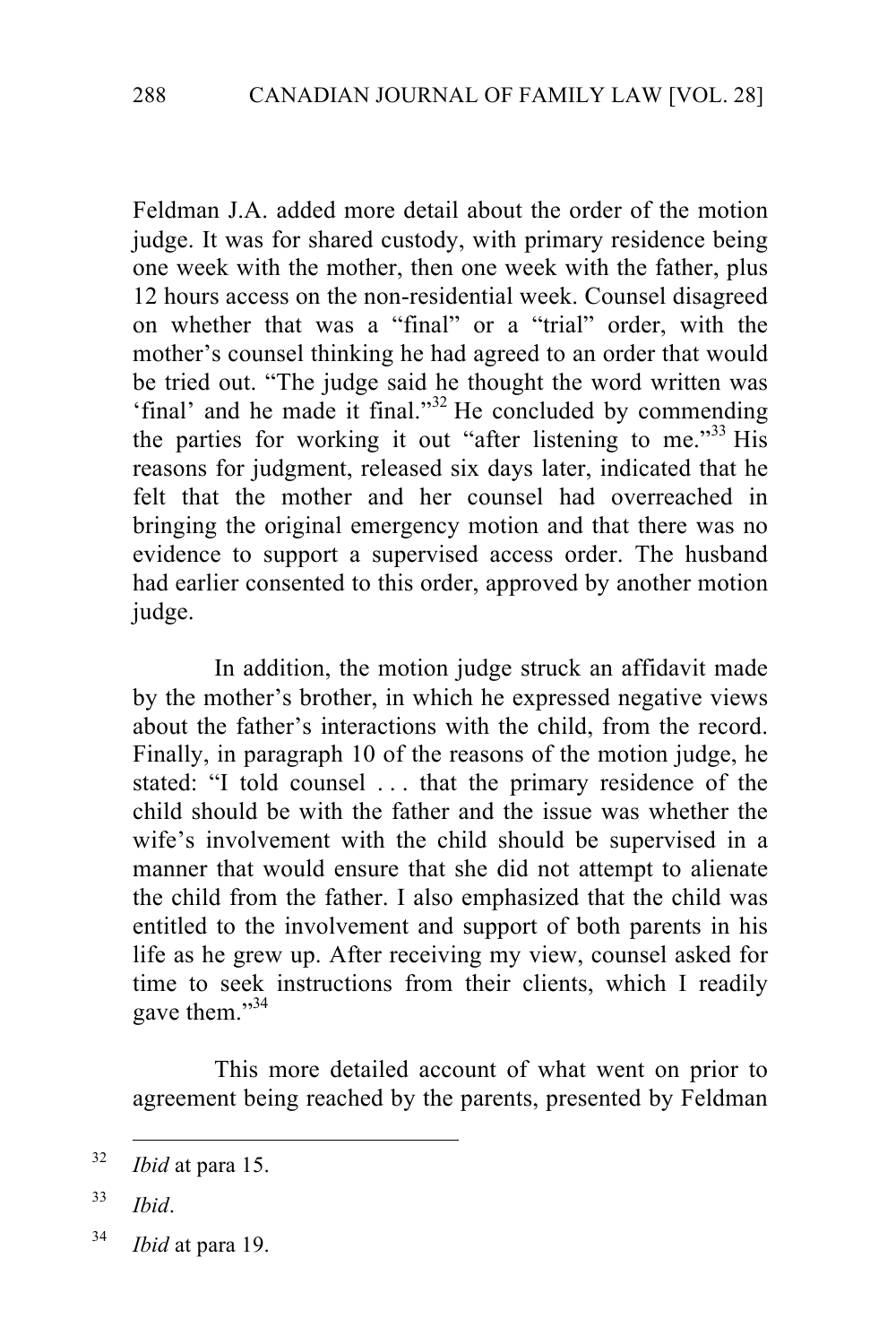Feldman J.A. added more detail about the order of the motion judge. It was for shared custody, with primary residence being one week with the mother, then one week with the father, plus 12 hours access on the non-residential week. Counsel disagreed on whether that was a "final" or a "trial" order, with the mother's counsel thinking he had agreed to an order that would be tried out. "The judge said he thought the word written was 'final' and he made it final."[32] He concluded by commending the parties for working it out "after listening to me."[33] His reasons for judgment, released six days later, indicated that he felt that the mother and her counsel had overreached in bringing the original emergency motion and that there was no evidence to support a supervised access order. The husband had earlier consented to this order, approved by another motion judge.

In addition, the motion judge struck an affidavit made by the mother's brother, in which he expressed negative views about the father's interactions with the child, from the record. Finally, in paragraph 10 of the reasons of the motion judge, he stated: "I told counsel . . . that the primary residence of the child should be with the father and the issue was whether the wife's involvement with the child should be supervised in a manner that would ensure that she did not attempt to alienate the child from the father. I also emphasized that the child was entitled to the involvement and support of both parents in his life as he grew up. After receiving my view, counsel asked for time to seek instructions from their clients, which I readily gave them."[34]

This more detailed account of what went on prior to agreement being reached by the parents, presented by Feldman

---

[32] *Ibid* at para 15.

[33] *Ibid*.

[34] *Ibid* at para 19.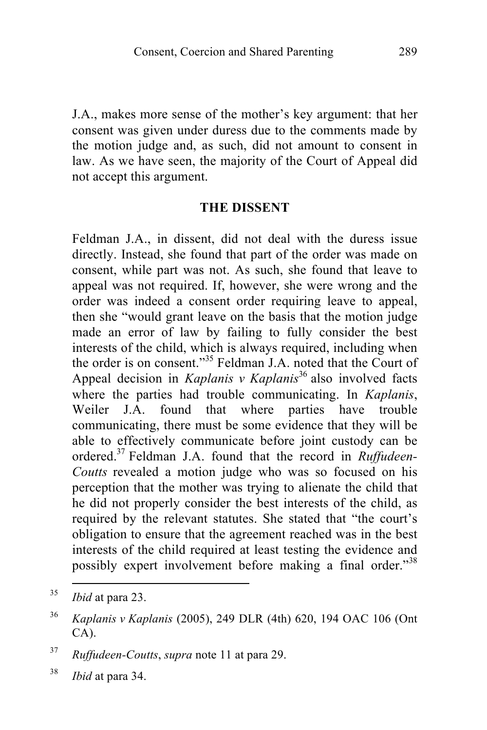J.A., makes more sense of the mother's key argument: that her consent was given under duress due to the comments made by the motion judge and, as such, did not amount to consent in law. As we have seen, the majority of the Court of Appeal did not accept this argument.

## THE DISSENT

Feldman J.A., in dissent, did not deal with the duress issue directly. Instead, she found that part of the order was made on consent, while part was not. As such, she found that leave to appeal was not required. If, however, she were wrong and the order was indeed a consent order requiring leave to appeal, then she "would grant leave on the basis that the motion judge made an error of law by failing to fully consider the best interests of the child, which is always required, including when the order is on consent."[35] Feldman J.A. noted that the Court of Appeal decision in *Kaplanis v Kaplanis*[36] also involved facts where the parties had trouble communicating. In *Kaplanis*, Weiler J.A. found that where parties have trouble communicating, there must be some evidence that they will be able to effectively communicate before joint custody can be ordered.[37] Feldman J.A. found that the record in *Ruffudeen-Coutts* revealed a motion judge who was so focused on his perception that the mother was trying to alienate the child that he did not properly consider the best interests of the child, as required by the relevant statutes. She stated that "the court's obligation to ensure that the agreement reached was in the best interests of the child required at least testing the evidence and possibly expert involvement before making a final order."[38]

---

[35] *Ibid* at para 23.

[36] *Kaplanis v Kaplanis* (2005), 249 DLR (4th) 620, 194 OAC 106 (Ont CA).

[37] *Ruffudeen-Coutts*, *supra* note 11 at para 29.

[38] *Ibid* at para 34.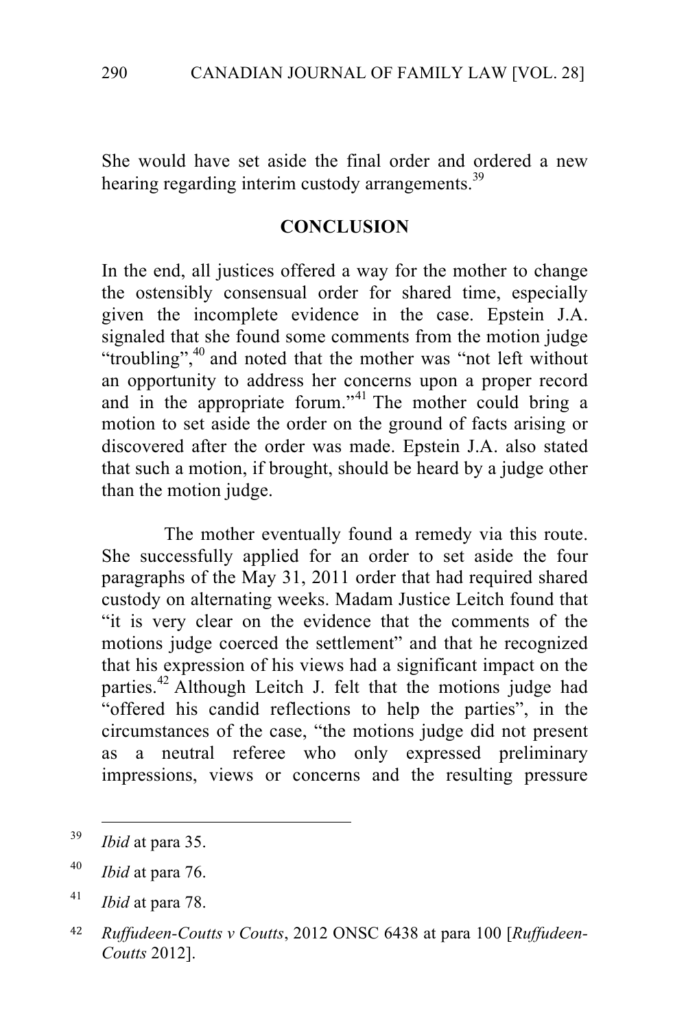She would have set aside the final order and ordered a new hearing regarding interim custody arrangements.[39]

## CONCLUSION

In the end, all justices offered a way for the mother to change the ostensibly consensual order for shared time, especially given the incomplete evidence in the case. Epstein J.A. signaled that she found some comments from the motion judge "troubling",[40] and noted that the mother was "not left without an opportunity to address her concerns upon a proper record and in the appropriate forum."[41] The mother could bring a motion to set aside the order on the ground of facts arising or discovered after the order was made. Epstein J.A. also stated that such a motion, if brought, should be heard by a judge other than the motion judge.

The mother eventually found a remedy via this route. She successfully applied for an order to set aside the four paragraphs of the May 31, 2011 order that had required shared custody on alternating weeks. Madam Justice Leitch found that "it is very clear on the evidence that the comments of the motions judge coerced the settlement" and that he recognized that his expression of his views had a significant impact on the parties.[42] Although Leitch J. felt that the motions judge had "offered his candid reflections to help the parties", in the circumstances of the case, "the motions judge did not present as a neutral referee who only expressed preliminary impressions, views or concerns and the resulting pressure

---

[39] *Ibid* at para 35.

[40] *Ibid* at para 76.

[41] *Ibid* at para 78.

[42] *Ruffudeen-Coutts v Coutts*, 2012 ONSC 6438 at para 100 [*Ruffudeen-Coutts* 2012].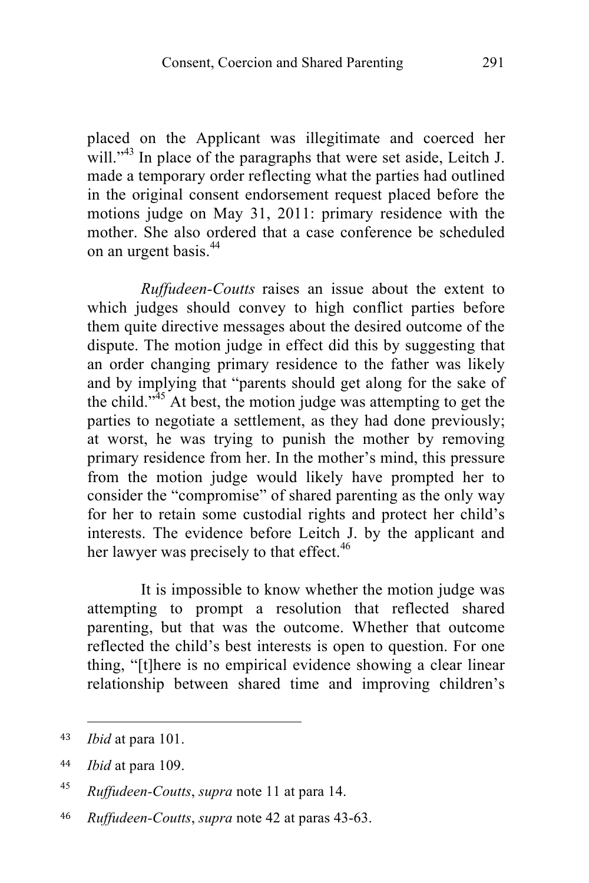placed on the Applicant was illegitimate and coerced her will."[43] In place of the paragraphs that were set aside, Leitch J. made a temporary order reflecting what the parties had outlined in the original consent endorsement request placed before the motions judge on May 31, 2011: primary residence with the mother. She also ordered that a case conference be scheduled on an urgent basis.[44]

*Ruffudeen-Coutts* raises an issue about the extent to which judges should convey to high conflict parties before them quite directive messages about the desired outcome of the dispute. The motion judge in effect did this by suggesting that an order changing primary residence to the father was likely and by implying that "parents should get along for the sake of the child."[45] At best, the motion judge was attempting to get the parties to negotiate a settlement, as they had done previously; at worst, he was trying to punish the mother by removing primary residence from her. In the mother's mind, this pressure from the motion judge would likely have prompted her to consider the "compromise" of shared parenting as the only way for her to retain some custodial rights and protect her child's interests. The evidence before Leitch J. by the applicant and her lawyer was precisely to that effect.[46]

It is impossible to know whether the motion judge was attempting to prompt a resolution that reflected shared parenting, but that was the outcome. Whether that outcome reflected the child's best interests is open to question. For one thing, "[t]here is no empirical evidence showing a clear linear relationship between shared time and improving children's

---

43 *Ibid* at para 101.

44 *Ibid* at para 109.

45 *Ruffudeen-Coutts*, *supra* note 11 at para 14.

46 *Ruffudeen-Coutts*, *supra* note 42 at paras 43-63.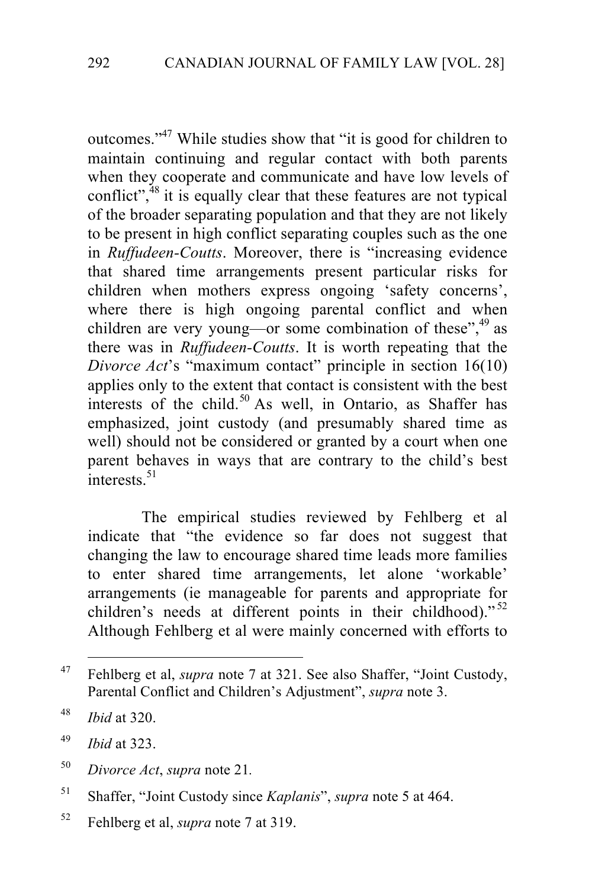outcomes."[47] While studies show that "it is good for children to maintain continuing and regular contact with both parents when they cooperate and communicate and have low levels of conflict",[48] it is equally clear that these features are not typical of the broader separating population and that they are not likely to be present in high conflict separating couples such as the one in *Ruffudeen-Coutts*. Moreover, there is "increasing evidence that shared time arrangements present particular risks for children when mothers express ongoing 'safety concerns', where there is high ongoing parental conflict and when children are very young—or some combination of these",[49] as there was in *Ruffudeen-Coutts*. It is worth repeating that the *Divorce Act*'s "maximum contact" principle in section 16(10) applies only to the extent that contact is consistent with the best interests of the child.[50] As well, in Ontario, as Shaffer has emphasized, joint custody (and presumably shared time as well) should not be considered or granted by a court when one parent behaves in ways that are contrary to the child's best interests.[51]

The empirical studies reviewed by Fehlberg et al indicate that "the evidence so far does not suggest that changing the law to encourage shared time leads more families to enter shared time arrangements, let alone 'workable' arrangements (ie manageable for parents and appropriate for children's needs at different points in their childhood)."[52] Although Fehlberg et al were mainly concerned with efforts to

---

[47] Fehlberg et al, *supra* note 7 at 321. See also Shaffer, "Joint Custody, Parental Conflict and Children's Adjustment", *supra* note 3.

[48] *Ibid* at 320.

[49] *Ibid* at 323.

[50] *Divorce Act*, *supra* note 21.

[51] Shaffer, "Joint Custody since *Kaplanis*", *supra* note 5 at 464.

[52] Fehlberg et al, *supra* note 7 at 319.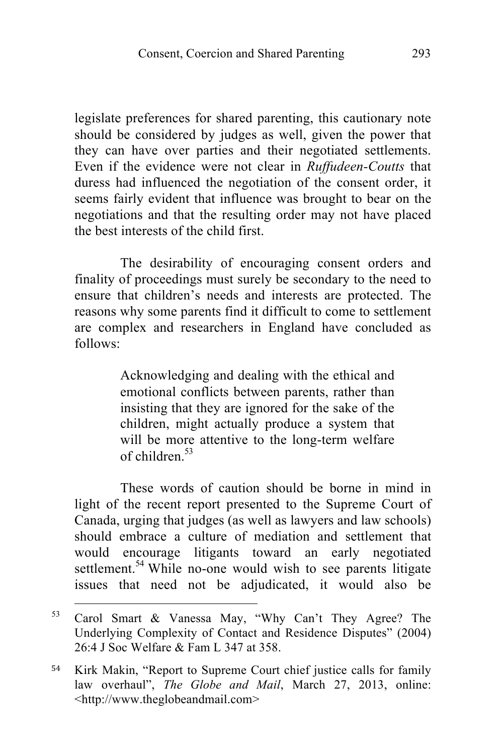legislate preferences for shared parenting, this cautionary note should be considered by judges as well, given the power that they can have over parties and their negotiated settlements. Even if the evidence were not clear in *Ruffudeen-Coutts* that duress had influenced the negotiation of the consent order, it seems fairly evident that influence was brought to bear on the negotiations and that the resulting order may not have placed the best interests of the child first.

The desirability of encouraging consent orders and finality of proceedings must surely be secondary to the need to ensure that children's needs and interests are protected. The reasons why some parents find it difficult to come to settlement are complex and researchers in England have concluded as follows:

> Acknowledging and dealing with the ethical and emotional conflicts between parents, rather than insisting that they are ignored for the sake of the children, might actually produce a system that will be more attentive to the long-term welfare of children.[53]

These words of caution should be borne in mind in light of the recent report presented to the Supreme Court of Canada, urging that judges (as well as lawyers and law schools) should embrace a culture of mediation and settlement that would encourage litigants toward an early negotiated settlement.[54] While no-one would wish to see parents litigate issues that need not be adjudicated, it would also be

---

[53] Carol Smart & Vanessa May, "Why Can't They Agree? The Underlying Complexity of Contact and Residence Disputes" (2004) 26:4 J Soc Welfare & Fam L 347 at 358.

[54] Kirk Makin, "Report to Supreme Court chief justice calls for family law overhaul", *The Globe and Mail*, March 27, 2013, online: <http://www.theglobeandmail.com>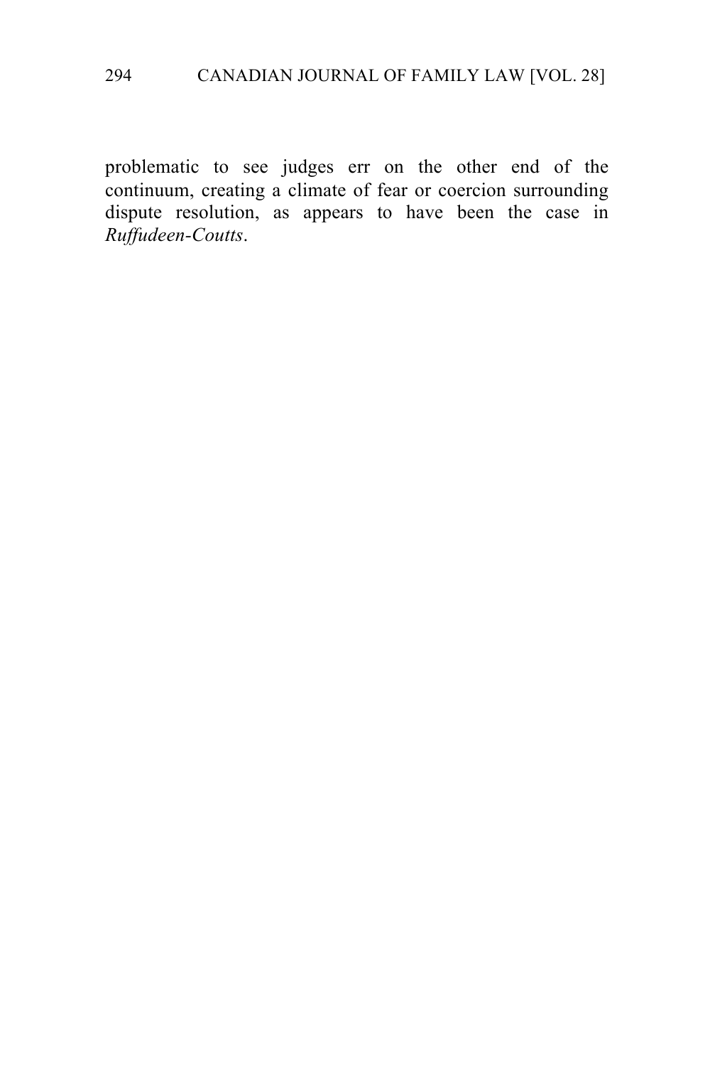problematic to see judges err on the other end of the continuum, creating a climate of fear or coercion surrounding dispute resolution, as appears to have been the case in *Ruffudeen-Coutts*.